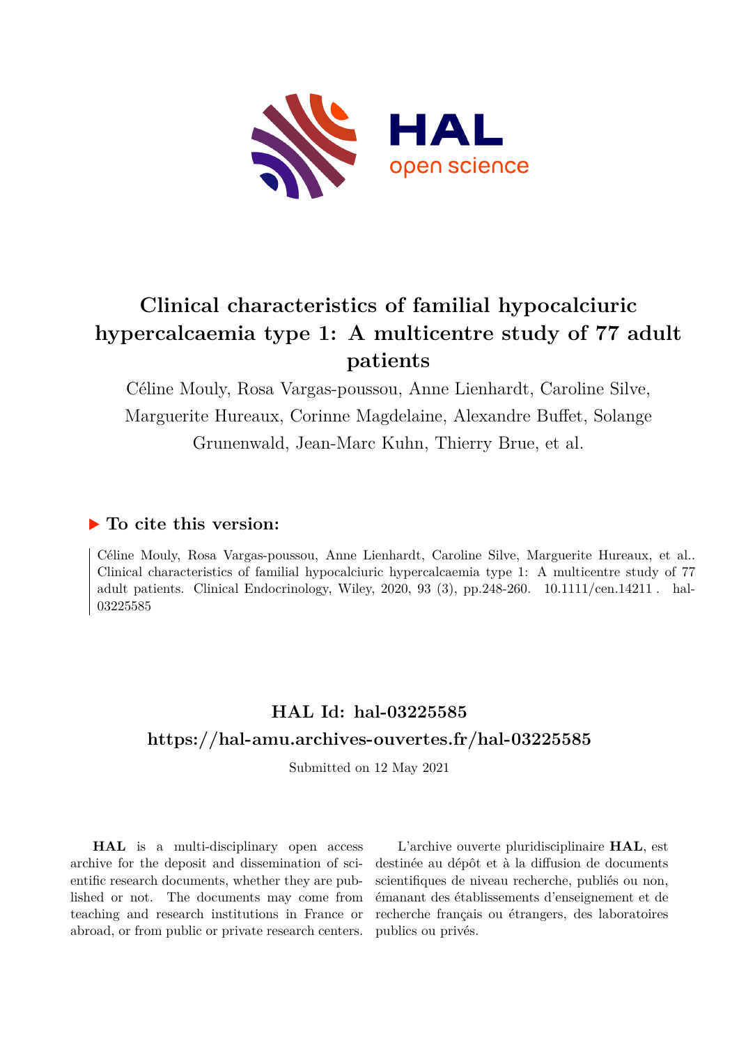# Clinical characteristics of familial hypocalciuric hypercalcaemia type 1: A multicentre study of 77 adult patients

Céline Mouly, Rosa Vargas-poussou, Anne Lienhardt, Caroline Silve, Marguerite Hureaux, Corinne Magdelaine, Alexandre Buffet, Solange Grunenwald, Jean-Marc Kuhn, Thierry Brue, et al.

## ▶ To cite this version:

Céline Mouly, Rosa Vargas-poussou, Anne Lienhardt, Caroline Silve, Marguerite Hureaux, et al.. Clinical characteristics of familial hypocalciuric hypercalcaemia type 1: A multicentre study of 77 adult patients. Clinical Endocrinology, Wiley, 2020, 93 (3), pp.248-260. 10.1111/cen.14211 . hal-03225585

## HAL Id: hal-03225585
## https://hal-amu.archives-ouvertes.fr/hal-03225585

Submitted on 12 May 2021

**HAL** is a multi-disciplinary open access archive for the deposit and dissemination of scientific research documents, whether they are published or not. The documents may come from teaching and research institutions in France or abroad, or from public or private research centers.

L'archive ouverte pluridisciplinaire **HAL**, est destinée au dépôt et à la diffusion de documents scientifiques de niveau recherche, publiés ou non, émanant des établissements d'enseignement et de recherche français ou étrangers, des laboratoires publics ou privés.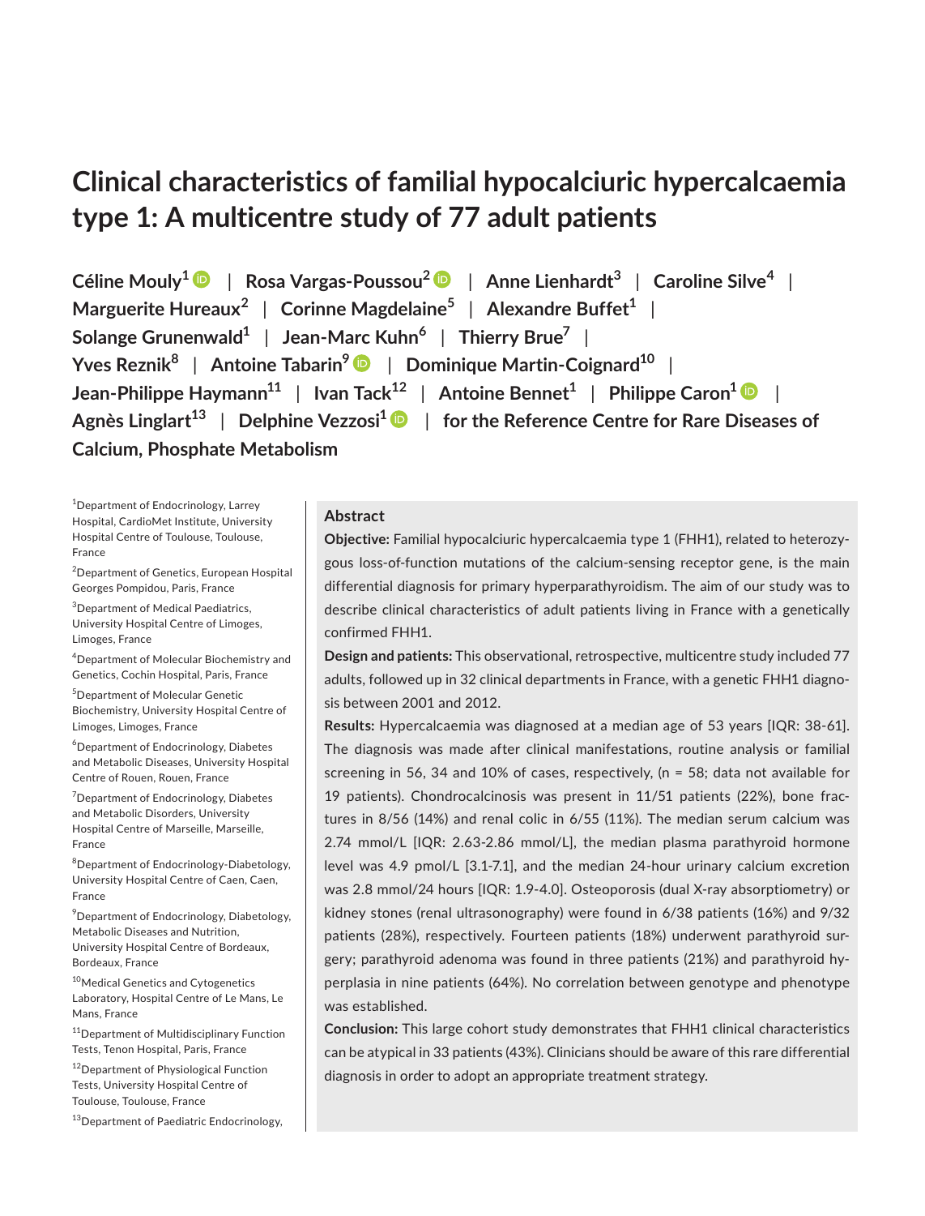# Clinical characteristics of familial hypocalciuric hypercalcaemia type 1: A multicentre study of 77 adult patients

**Céline Mouly[1]** | **Rosa Vargas-Poussou[2]** | **Anne Lienhardt[3]** | **Caroline Silve[4]** | **Marguerite Hureaux[2]** | **Corinne Magdelaine[5]** | **Alexandre Buffet[1]** | **Solange Grunenwald[1]** | **Jean-Marc Kuhn[6]** | **Thierry Brue[7]** | **Yves Reznik[8]** | **Antoine Tabarin[9]** | **Dominique Martin-Coignard[10]** | **Jean-Philippe Haymann[11]** | **Ivan Tack[12]** | **Antoine Bennet[1]** | **Philippe Caron[1]** | **Agnès Linglart[13]** | **Delphine Vezzosi[1]** | **for the Reference Centre for Rare Diseases of Calcium, Phosphate Metabolism**

[1]Department of Endocrinology, Larrey Hospital, CardioMet Institute, University Hospital Centre of Toulouse, Toulouse, France

[2]Department of Genetics, European Hospital Georges Pompidou, Paris, France

[3]Department of Medical Paediatrics, University Hospital Centre of Limoges, Limoges, France

[4]Department of Molecular Biochemistry and Genetics, Cochin Hospital, Paris, France

[5]Department of Molecular Genetic Biochemistry, University Hospital Centre of Limoges, Limoges, France

[6]Department of Endocrinology, Diabetes and Metabolic Diseases, University Hospital Centre of Rouen, Rouen, France

[7]Department of Endocrinology, Diabetes and Metabolic Disorders, University Hospital Centre of Marseille, Marseille, France

[8]Department of Endocrinology-Diabetology, University Hospital Centre of Caen, Caen, France

[9]Department of Endocrinology, Diabetology, Metabolic Diseases and Nutrition, University Hospital Centre of Bordeaux, Bordeaux, France

[10]Medical Genetics and Cytogenetics Laboratory, Hospital Centre of Le Mans, Le Mans, France

[11]Department of Multidisciplinary Function Tests, Tenon Hospital, Paris, France

[12]Department of Physiological Function Tests, University Hospital Centre of Toulouse, Toulouse, France

[13]Department of Paediatric Endocrinology,

## Abstract

**Objective:** Familial hypocalciuric hypercalcaemia type 1 (FHH1), related to heterozygous loss-of-function mutations of the calcium-sensing receptor gene, is the main differential diagnosis for primary hyperparathyroidism. The aim of our study was to describe clinical characteristics of adult patients living in France with a genetically confirmed FHH1.

**Design and patients:** This observational, retrospective, multicentre study included 77 adults, followed up in 32 clinical departments in France, with a genetic FHH1 diagnosis between 2001 and 2012.

**Results:** Hypercalcaemia was diagnosed at a median age of 53 years [IQR: 38-61]. The diagnosis was made after clinical manifestations, routine analysis or familial screening in 56, 34 and 10% of cases, respectively, (n = 58; data not available for 19 patients). Chondrocalcinosis was present in 11/51 patients (22%), bone fractures in 8/56 (14%) and renal colic in 6/55 (11%). The median serum calcium was 2.74 mmol/L [IQR: 2.63-2.86 mmol/L], the median plasma parathyroid hormone level was 4.9 pmol/L [3.1-7.1], and the median 24-hour urinary calcium excretion was 2.8 mmol/24 hours [IQR: 1.9-4.0]. Osteoporosis (dual X-ray absorptiometry) or kidney stones (renal ultrasonography) were found in 6/38 patients (16%) and 9/32 patients (28%), respectively. Fourteen patients (18%) underwent parathyroid surgery; parathyroid adenoma was found in three patients (21%) and parathyroid hyperplasia in nine patients (64%). No correlation between genotype and phenotype was established.

**Conclusion:** This large cohort study demonstrates that FHH1 clinical characteristics can be atypical in 33 patients (43%). Clinicians should be aware of this rare differential diagnosis in order to adopt an appropriate treatment strategy.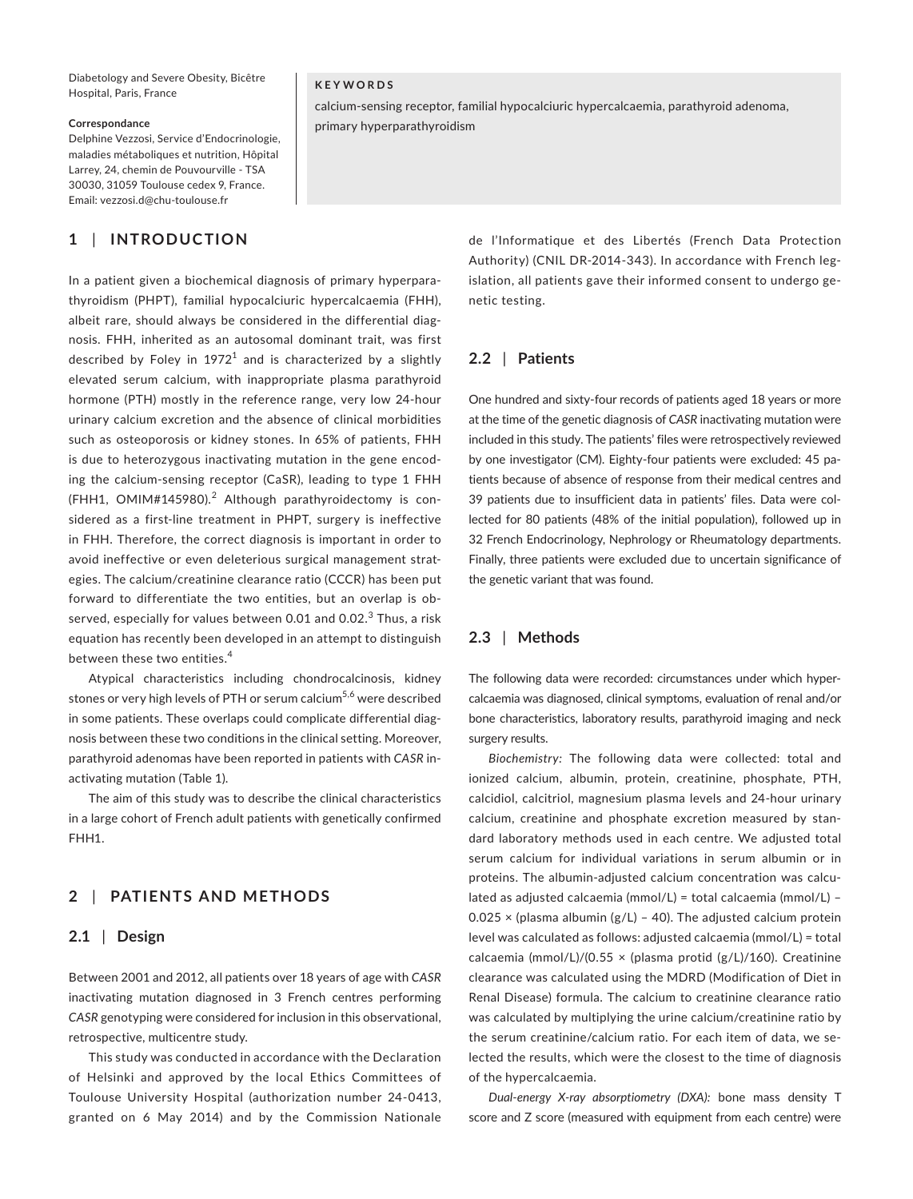Diabetology and Severe Obesity, Bicêtre Hospital, Paris, France

**Correspondance**
Delphine Vezzosi, Service d'Endocrinologie, maladies métaboliques et nutrition, Hôpital Larrey, 24, chemin de Pouvourville - TSA 30030, 31059 Toulouse cedex 9, France.
Email: vezzosi.d@chu-toulouse.fr

**KEYWORDS**

calcium-sensing receptor, familial hypocalciuric hypercalcaemia, parathyroid adenoma, primary hyperparathyroidism

## 1 | INTRODUCTION

In a patient given a biochemical diagnosis of primary hyperparathyroidism (PHPT), familial hypocalciuric hypercalcaemia (FHH), albeit rare, should always be considered in the differential diagnosis. FHH, inherited as an autosomal dominant trait, was first described by Foley in 1972[1] and is characterized by a slightly elevated serum calcium, with inappropriate plasma parathyroid hormone (PTH) mostly in the reference range, very low 24-hour urinary calcium excretion and the absence of clinical morbidities such as osteoporosis or kidney stones. In 65% of patients, FHH is due to heterozygous inactivating mutation in the gene encoding the calcium-sensing receptor (CaSR), leading to type 1 FHH (FHH1, OMIM#145980).[2] Although parathyroidectomy is considered as a first-line treatment in PHPT, surgery is ineffective in FHH. Therefore, the correct diagnosis is important in order to avoid ineffective or even deleterious surgical management strategies. The calcium/creatinine clearance ratio (CCCR) has been put forward to differentiate the two entities, but an overlap is observed, especially for values between 0.01 and 0.02.[3] Thus, a risk equation has recently been developed in an attempt to distinguish between these two entities.[4]

Atypical characteristics including chondrocalcinosis, kidney stones or very high levels of PTH or serum calcium[5,6] were described in some patients. These overlaps could complicate differential diagnosis between these two conditions in the clinical setting. Moreover, parathyroid adenomas have been reported in patients with *CASR* inactivating mutation (Table 1).

The aim of this study was to describe the clinical characteristics in a large cohort of French adult patients with genetically confirmed FHH1.

## 2 | PATIENTS AND METHODS

### 2.1 | Design

Between 2001 and 2012, all patients over 18 years of age with *CASR* inactivating mutation diagnosed in 3 French centres performing *CASR* genotyping were considered for inclusion in this observational, retrospective, multicentre study.

This study was conducted in accordance with the Declaration of Helsinki and approved by the local Ethics Committees of Toulouse University Hospital (authorization number 24-0413, granted on 6 May 2014) and by the Commission Nationale de l'Informatique et des Libertés (French Data Protection Authority) (CNIL DR-2014-343). In accordance with French legislation, all patients gave their informed consent to undergo genetic testing.

### 2.2 | Patients

One hundred and sixty-four records of patients aged 18 years or more at the time of the genetic diagnosis of *CASR* inactivating mutation were included in this study. The patients' files were retrospectively reviewed by one investigator (CM). Eighty-four patients were excluded: 45 patients because of absence of response from their medical centres and 39 patients due to insufficient data in patients' files. Data were collected for 80 patients (48% of the initial population), followed up in 32 French Endocrinology, Nephrology or Rheumatology departments. Finally, three patients were excluded due to uncertain significance of the genetic variant that was found.

### 2.3 | Methods

The following data were recorded: circumstances under which hypercalcaemia was diagnosed, clinical symptoms, evaluation of renal and/or bone characteristics, laboratory results, parathyroid imaging and neck surgery results.

*Biochemistry:* The following data were collected: total and ionized calcium, albumin, protein, creatinine, phosphate, PTH, calcidiol, calcitriol, magnesium plasma levels and 24-hour urinary calcium, creatinine and phosphate excretion measured by standard laboratory methods used in each centre. We adjusted total serum calcium for individual variations in serum albumin or in proteins. The albumin-adjusted calcium concentration was calculated as adjusted calcaemia (mmol/L) = total calcaemia (mmol/L) − 0.025 × (plasma albumin (g/L) − 40). The adjusted calcium protein level was calculated as follows: adjusted calcaemia (mmol/L) = total calcaemia (mmol/L)/(0.55 × (plasma protid (g/L)/160). Creatinine clearance was calculated using the MDRD (Modification of Diet in Renal Disease) formula. The calcium to creatinine clearance ratio was calculated by multiplying the urine calcium/creatinine ratio by the serum creatinine/calcium ratio. For each item of data, we selected the results, which were the closest to the time of diagnosis of the hypercalcaemia.

*Dual-energy X-ray absorptiometry (DXA):* bone mass density T score and Z score (measured with equipment from each centre) were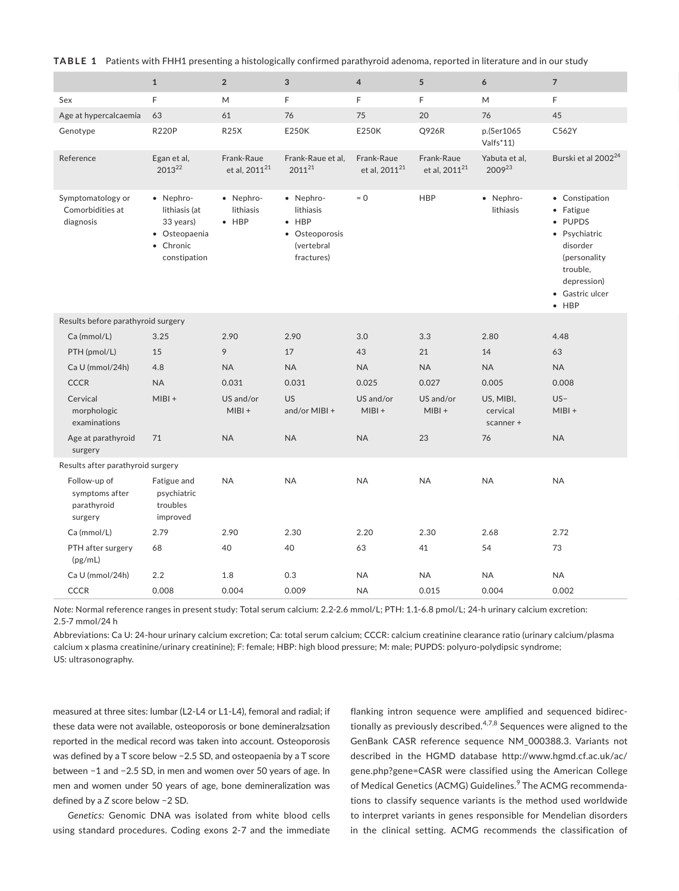**TABLE 1** Patients with FHH1 presenting a histologically confirmed parathyroid adenoma, reported in literature and in our study

| | 1 | 2 | 3 | 4 | 5 | 6 | 7 |
|---|---|---|---|---|---|---|---|
| Sex | F | M | F | F | F | M | F |
| Age at hypercalcaemia | 63 | 61 | 76 | 75 | 20 | 76 | 45 |
| Genotype | R220P | R25X | E250K | E250K | Q926R | p.(Ser1065 Valfs*11) | C562Y |
| Reference | Egan et al, 2013[22] | Frank-Raue et al, 2011[21] | Frank-Raue et al, 2011[21] | Frank-Raue et al, 2011[21] | Frank-Raue et al, 2011[21] | Yabuta et al, 2009[23] | Burski et al 2002[24] |
| Symptomatology or Comorbidities at diagnosis | • Nephrolithiasis (at 33 years)<br>• Osteopaenia<br>• Chronic constipation | • Nephrolithiasis<br>• HBP | • Nephrolithiasis<br>• HBP<br>• Osteoporosis (vertebral fractures) | = 0 | HBP | • Nephrolithiasis | • Constipation<br>• Fatigue<br>• PUPDS<br>• Psychiatric disorder (personality trouble, depression)<br>• Gastric ulcer<br>• HBP |
| Results before parathyroid surgery | | | | | | | |
| Ca (mmol/L) | 3.25 | 2.90 | 2.90 | 3.0 | 3.3 | 2.80 | 4.48 |
| PTH (pmol/L) | 15 | 9 | 17 | 43 | 21 | 14 | 63 |
| Ca U (mmol/24h) | 4.8 | NA | NA | NA | NA | NA | NA |
| CCCR | NA | 0.031 | 0.031 | 0.025 | 0.027 | 0.005 | 0.008 |
| Cervical morphologic examinations | MIBI + | US and/or MIBI + | US and/or MIBI + | US and/or MIBI + | US and/or MIBI + | US, MIBI, cervical scanner + | US−<br>MIBI + |
| Age at parathyroid surgery | 71 | NA | NA | NA | 23 | 76 | NA |
| Results after parathyroid surgery | | | | | | | |
| Follow-up of symptoms after parathyroid surgery | Fatigue and psychiatric troubles improved | NA | NA | NA | NA | NA | NA |
| Ca (mmol/L) | 2.79 | 2.90 | 2.30 | 2.20 | 2.30 | 2.68 | 2.72 |
| PTH after surgery (pg/mL) | 68 | 40 | 40 | 63 | 41 | 54 | 73 |
| Ca U (mmol/24h) | 2.2 | 1.8 | 0.3 | NA | NA | NA | NA |
| CCCR | 0.008 | 0.004 | 0.009 | NA | 0.015 | 0.004 | 0.002 |

*Note:* Normal reference ranges in present study: Total serum calcium: 2.2-2.6 mmol/L; PTH: 1.1-6.8 pmol/L; 24-h urinary calcium excretion: 2.5-7 mmol/24 h

Abbreviations: Ca U: 24-hour urinary calcium excretion; Ca: total serum calcium; CCCR: calcium creatinine clearance ratio (urinary calcium/plasma calcium x plasma creatinine/urinary creatinine); F: female; HBP: high blood pressure; M: male; PUPDS: polyuro-polydipsic syndrome; US: ultrasonography.

measured at three sites: lumbar (L2-L4 or L1-L4), femoral and radial; if these data were not available, osteoporosis or bone demineralzsation reported in the medical record was taken into account. Osteoporosis was defined by a T score below −2.5 SD, and osteopaenia by a T score between −1 and −2.5 SD, in men and women over 50 years of age. In men and women under 50 years of age, bone demineralization was defined by a *Z* score below −2 SD.

*Genetics:* Genomic DNA was isolated from white blood cells using standard procedures. Coding exons 2-7 and the immediate flanking intron sequence were amplified and sequenced bidirectionally as previously described.[4,7,8] Sequences were aligned to the GenBank CASR reference sequence NM_000388.3. Variants not described in the HGMD database http://www.hgmd.cf.ac.uk/ac/gene.php?gene=CASR were classified using the American College of Medical Genetics (ACMG) Guidelines.[9] The ACMG recommendations to classify sequence variants is the method used worldwide to interpret variants in genes responsible for Mendelian disorders in the clinical setting. ACMG recommends the classification of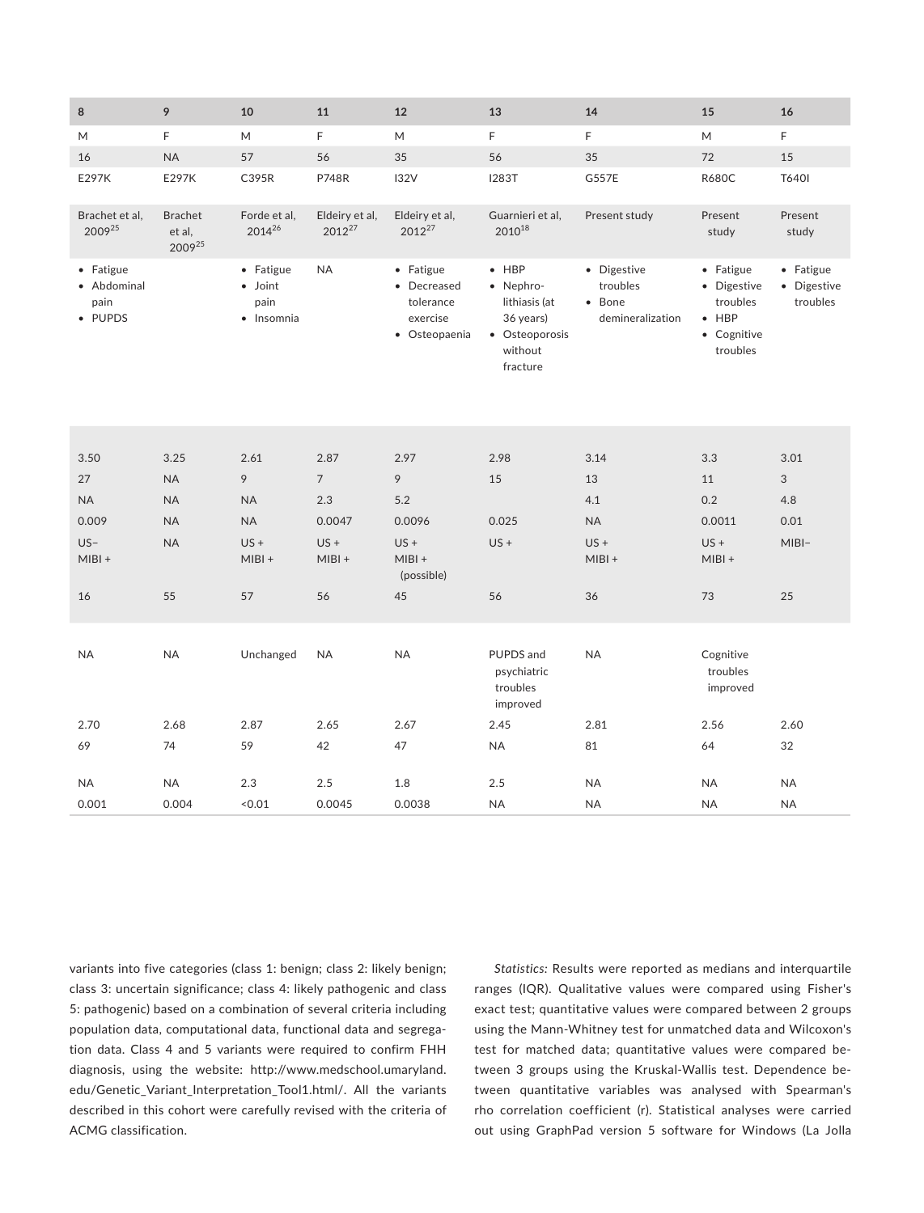| 8 | 9 | 10 | 11 | 12 | 13 | 14 | 15 | 16 |
|---|---|---|---|---|---|---|---|---|
| M | F | M | F | M | F | F | M | F |
| 16 | NA | 57 | 56 | 35 | 56 | 35 | 72 | 15 |
| E297K | E297K | C395R | P748R | I32V | I283T | G557E | R680C | T640I |
| Brachet et al, 2009[25] | Brachet et al, 2009[25] | Forde et al, 2014[26] | Eldeiry et al, 2012[27] | Eldeiry et al, 2012[27] | Guarnieri et al, 2010[18] | Present study | Present study | Present study |
| • Fatigue • Abdominal pain • PUPDS | | • Fatigue • Joint pain • Insomnia | NA | • Fatigue • Decreased tolerance exercise • Osteopaenia | • HBP • Nephro-lithiasis (at 36 years) • Osteoporosis without fracture | • Digestive troubles • Bone demineralization | • Fatigue • Digestive troubles • HBP • Cognitive troubles | • Fatigue • Digestive troubles |
| | | | | | | | | |
| 3.50 | 3.25 | 2.61 | 2.87 | 2.97 | 2.98 | 3.14 | 3.3 | 3.01 |
| 27 | NA | 9 | 7 | 9 | 15 | 13 | 11 | 3 |
| NA | NA | NA | 2.3 | 5.2 | | 4.1 | 0.2 | 4.8 |
| 0.009 | NA | NA | 0.0047 | 0.0096 | 0.025 | NA | 0.0011 | 0.01 |
| US− MIBI + | NA | US + MIBI + | US + MIBI + | US + MIBI + (possible) | US + | US + MIBI + | US + MIBI + | MIBI− |
| 16 | 55 | 57 | 56 | 45 | 56 | 36 | 73 | 25 |
| NA | NA | Unchanged | NA | NA | PUPDS and psychiatric troubles improved | NA | Cognitive troubles improved | |
| 2.70 | 2.68 | 2.87 | 2.65 | 2.67 | 2.45 | 2.81 | 2.56 | 2.60 |
| 69 | 74 | 59 | 42 | 47 | NA | 81 | 64 | 32 |
| NA | NA | 2.3 | 2.5 | 1.8 | 2.5 | NA | NA | NA |
| 0.001 | 0.004 | <0.01 | 0.0045 | 0.0038 | NA | NA | NA | NA |

variants into five categories (class 1: benign; class 2: likely benign; class 3: uncertain significance; class 4: likely pathogenic and class 5: pathogenic) based on a combination of several criteria including population data, computational data, functional data and segregation data. Class 4 and 5 variants were required to confirm FHH diagnosis, using the website: http://www.medschool.umaryland.edu/Genetic_Variant_Interpretation_Tool1.html/. All the variants described in this cohort were carefully revised with the criteria of ACMG classification.

*Statistics:* Results were reported as medians and interquartile ranges (IQR). Qualitative values were compared using Fisher's exact test; quantitative values were compared between 2 groups using the Mann-Whitney test for unmatched data and Wilcoxon's test for matched data; quantitative values were compared between 3 groups using the Kruskal-Wallis test. Dependence between quantitative variables was analysed with Spearman's rho correlation coefficient (r). Statistical analyses were carried out using GraphPad version 5 software for Windows (La Jolla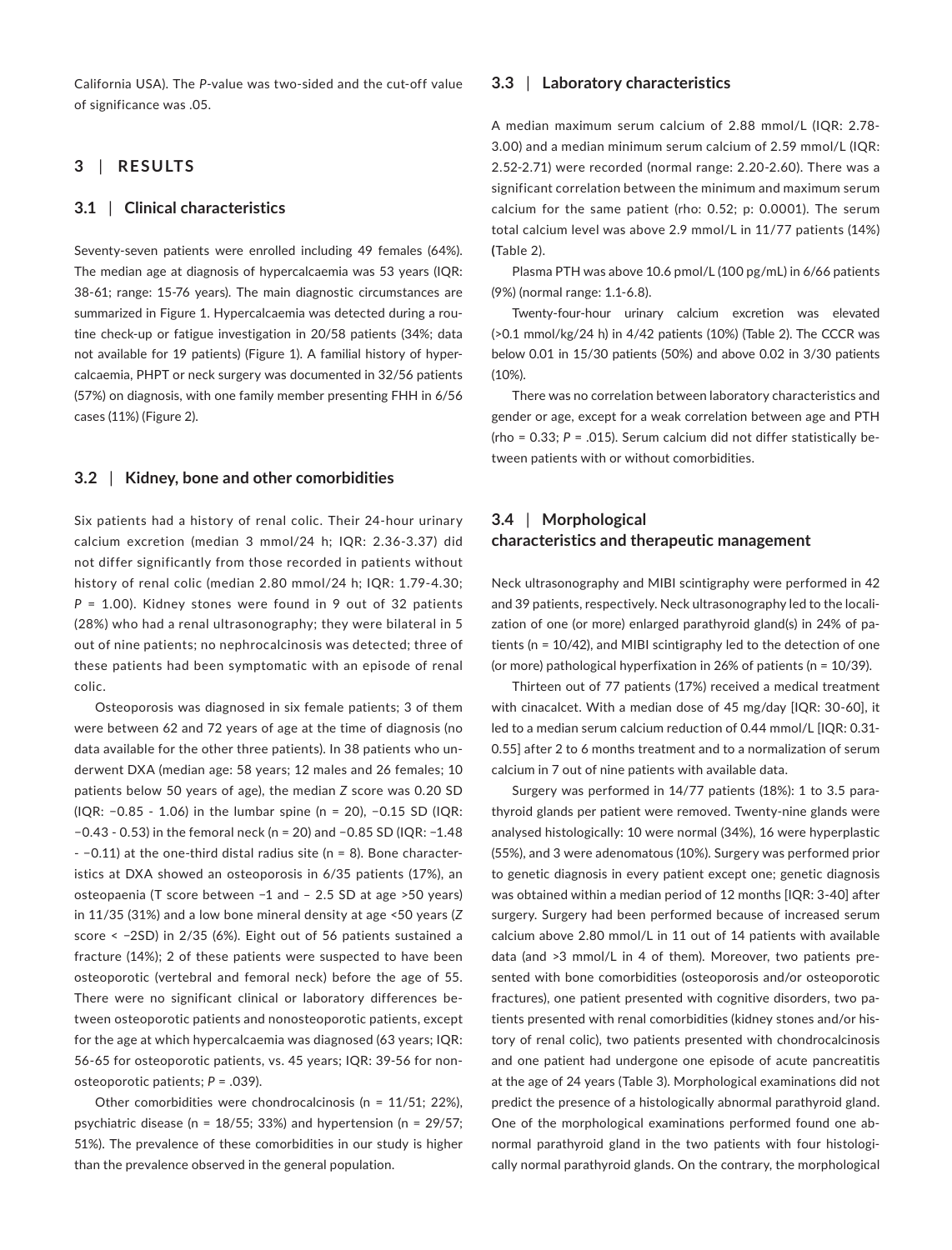California USA). The *P*-value was two-sided and the cut-off value of significance was .05.

## 3 | RESULTS

### 3.1 | Clinical characteristics

Seventy-seven patients were enrolled including 49 females (64%). The median age at diagnosis of hypercalcaemia was 53 years (IQR: 38-61; range: 15-76 years). The main diagnostic circumstances are summarized in Figure 1. Hypercalcaemia was detected during a routine check-up or fatigue investigation in 20/58 patients (34%; data not available for 19 patients) (Figure 1). A familial history of hypercalcaemia, PHPT or neck surgery was documented in 32/56 patients (57%) on diagnosis, with one family member presenting FHH in 6/56 cases (11%) (Figure 2).

### 3.2 | Kidney, bone and other comorbidities

Six patients had a history of renal colic. Their 24-hour urinary calcium excretion (median 3 mmol/24 h; IQR: 2.36-3.37) did not differ significantly from those recorded in patients without history of renal colic (median 2.80 mmol/24 h; IQR: 1.79-4.30; *P* = 1.00). Kidney stones were found in 9 out of 32 patients (28%) who had a renal ultrasonography; they were bilateral in 5 out of nine patients; no nephrocalcinosis was detected; three of these patients had been symptomatic with an episode of renal colic.

Osteoporosis was diagnosed in six female patients; 3 of them were between 62 and 72 years of age at the time of diagnosis (no data available for the other three patients). In 38 patients who underwent DXA (median age: 58 years; 12 males and 26 females; 10 patients below 50 years of age), the median *Z* score was 0.20 SD (IQR: −0.85 - 1.06) in the lumbar spine (n = 20), −0.15 SD (IQR: −0.43 - 0.53) in the femoral neck (n = 20) and −0.85 SD (IQR: −1.48 - −0.11) at the one-third distal radius site (n = 8). Bone characteristics at DXA showed an osteoporosis in 6/35 patients (17%), an osteopaenia (T score between −1 and – 2.5 SD at age >50 years) in 11/35 (31%) and a low bone mineral density at age <50 years (*Z* score < −2SD) in 2/35 (6%). Eight out of 56 patients sustained a fracture (14%); 2 of these patients were suspected to have been osteoporotic (vertebral and femoral neck) before the age of 55. There were no significant clinical or laboratory differences between osteoporotic patients and nonosteoporotic patients, except for the age at which hypercalcaemia was diagnosed (63 years; IQR: 56-65 for osteoporotic patients, vs. 45 years; IQR: 39-56 for non-osteoporotic patients; *P* = .039).

Other comorbidities were chondrocalcinosis (n = 11/51; 22%), psychiatric disease (n = 18/55; 33%) and hypertension (n = 29/57; 51%). The prevalence of these comorbidities in our study is higher than the prevalence observed in the general population.

### 3.3 | Laboratory characteristics

A median maximum serum calcium of 2.88 mmol/L (IQR: 2.78-3.00) and a median minimum serum calcium of 2.59 mmol/L (IQR: 2.52-2.71) were recorded (normal range: 2.20-2.60). There was a significant correlation between the minimum and maximum serum calcium for the same patient (rho: 0.52; p: 0.0001). The serum total calcium level was above 2.9 mmol/L in 11/77 patients (14%) (Table 2).

Plasma PTH was above 10.6 pmol/L (100 pg/mL) in 6/66 patients (9%) (normal range: 1.1-6.8).

Twenty-four-hour urinary calcium excretion was elevated (>0.1 mmol/kg/24 h) in 4/42 patients (10%) (Table 2). The CCCR was below 0.01 in 15/30 patients (50%) and above 0.02 in 3/30 patients (10%).

There was no correlation between laboratory characteristics and gender or age, except for a weak correlation between age and PTH (rho = 0.33; *P* = .015). Serum calcium did not differ statistically between patients with or without comorbidities.

### 3.4 | Morphological characteristics and therapeutic management

Neck ultrasonography and MIBI scintigraphy were performed in 42 and 39 patients, respectively. Neck ultrasonography led to the localization of one (or more) enlarged parathyroid gland(s) in 24% of patients (n = 10/42), and MIBI scintigraphy led to the detection of one (or more) pathological hyperfixation in 26% of patients (n = 10/39).

Thirteen out of 77 patients (17%) received a medical treatment with cinacalcet. With a median dose of 45 mg/day [IQR: 30-60], it led to a median serum calcium reduction of 0.44 mmol/L [IQR: 0.31-0.55] after 2 to 6 months treatment and to a normalization of serum calcium in 7 out of nine patients with available data.

Surgery was performed in 14/77 patients (18%): 1 to 3.5 parathyroid glands per patient were removed. Twenty-nine glands were analysed histologically: 10 were normal (34%), 16 were hyperplastic (55%), and 3 were adenomatous (10%). Surgery was performed prior to genetic diagnosis in every patient except one; genetic diagnosis was obtained within a median period of 12 months [IQR: 3-40] after surgery. Surgery had been performed because of increased serum calcium above 2.80 mmol/L in 11 out of 14 patients with available data (and >3 mmol/L in 4 of them). Moreover, two patients presented with bone comorbidities (osteoporosis and/or osteoporotic fractures), one patient presented with cognitive disorders, two patients presented with renal comorbidities (kidney stones and/or history of renal colic), two patients presented with chondrocalcinosis and one patient had undergone one episode of acute pancreatitis at the age of 24 years (Table 3). Morphological examinations did not predict the presence of a histologically abnormal parathyroid gland. One of the morphological examinations performed found one abnormal parathyroid gland in the two patients with four histologically normal parathyroid glands. On the contrary, the morphological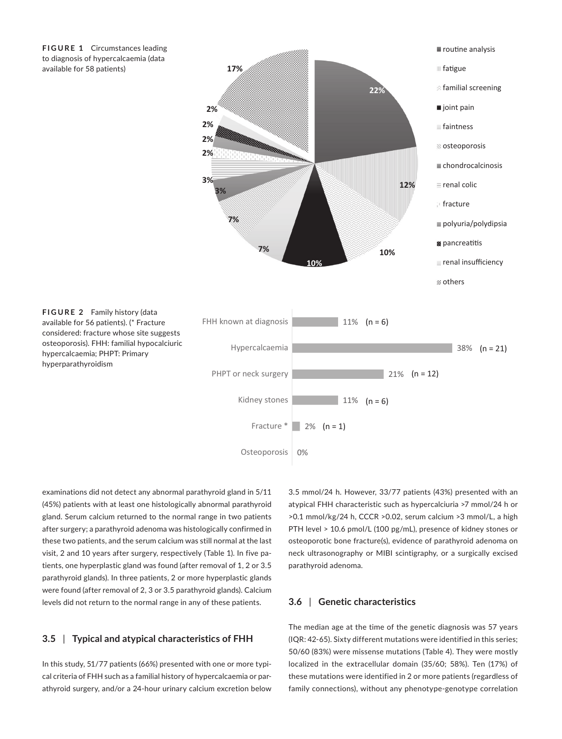**FIGURE 1** Circumstances leading to diagnosis of hypercalcaemia (data available for 58 patients)

**FIGURE 2** Family history (data available for 56 patients). (* Fracture considered: fracture whose site suggests osteoporosis). FHH: familial hypocalciuric hypercalcaemia; PHPT: Primary hyperparathyroidism

examinations did not detect any abnormal parathyroid gland in 5/11 (45%) patients with at least one histologically abnormal parathyroid gland. Serum calcium returned to the normal range in two patients after surgery; a parathyroid adenoma was histologically confirmed in these two patients, and the serum calcium was still normal at the last visit, 2 and 10 years after surgery, respectively (Table 1). In five patients, one hyperplastic gland was found (after removal of 1, 2 or 3.5 parathyroid glands). In three patients, 2 or more hyperplastic glands were found (after removal of 2, 3 or 3.5 parathyroid glands). Calcium levels did not return to the normal range in any of these patients.

## 3.5 | Typical and atypical characteristics of FHH

In this study, 51/77 patients (66%) presented with one or more typical criteria of FHH such as a familial history of hypercalcaemia or parathyroid surgery, and/or a 24-hour urinary calcium excretion below 3.5 mmol/24 h. However, 33/77 patients (43%) presented with an atypical FHH characteristic such as hypercalciuria >7 mmol/24 h or >0.1 mmol/kg/24 h, CCCR >0.02, serum calcium >3 mmol/L, a high PTH level > 10.6 pmol/L (100 pg/mL), presence of kidney stones or osteoporotic bone fracture(s), evidence of parathyroid adenoma on neck ultrasonography or MIBI scintigraphy, or a surgically excised parathyroid adenoma.

## 3.6 | Genetic characteristics

The median age at the time of the genetic diagnosis was 57 years (IQR: 42-65). Sixty different mutations were identified in this series; 50/60 (83%) were missense mutations (Table 4). They were mostly localized in the extracellular domain (35/60; 58%). Ten (17%) of these mutations were identified in 2 or more patients (regardless of family connections), without any phenotype-genotype correlation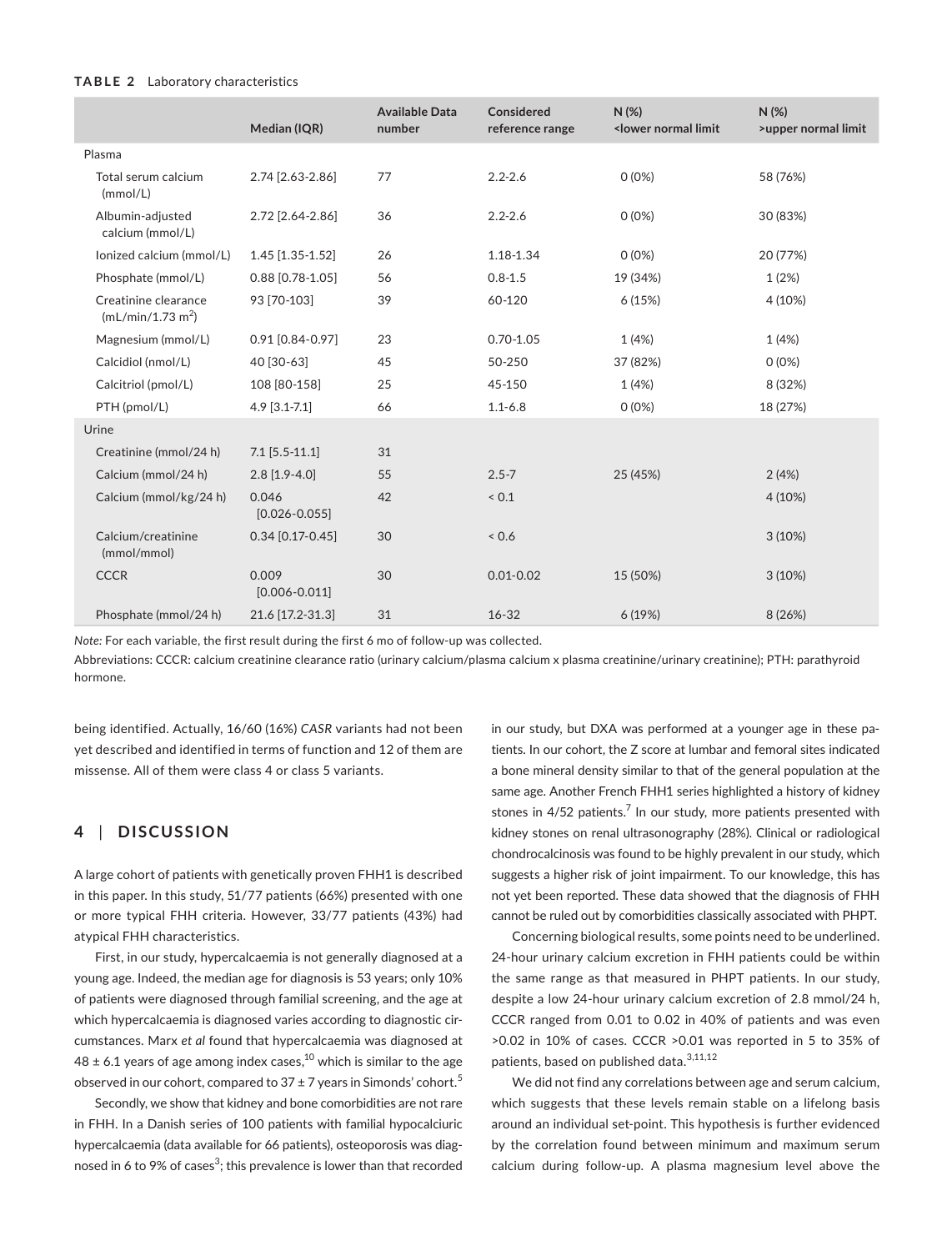**TABLE 2** Laboratory characteristics

| | Median (IQR) | Available Data number | Considered reference range | N (%) <lower normal limit | N (%) >upper normal limit |
|---|---|---|---|---|---|
| Plasma | | | | | |
| Total serum calcium (mmol/L) | 2.74 [2.63-2.86] | 77 | 2.2-2.6 | 0 (0%) | 58 (76%) |
| Albumin-adjusted calcium (mmol/L) | 2.72 [2.64-2.86] | 36 | 2.2-2.6 | 0 (0%) | 30 (83%) |
| Ionized calcium (mmol/L) | 1.45 [1.35-1.52] | 26 | 1.18-1.34 | 0 (0%) | 20 (77%) |
| Phosphate (mmol/L) | 0.88 [0.78-1.05] | 56 | 0.8-1.5 | 19 (34%) | 1 (2%) |
| Creatinine clearance (mL/min/1.73 m$^2$) | 93 [70-103] | 39 | 60-120 | 6 (15%) | 4 (10%) |
| Magnesium (mmol/L) | 0.91 [0.84-0.97] | 23 | 0.70-1.05 | 1 (4%) | 1 (4%) |
| Calcidiol (nmol/L) | 40 [30-63] | 45 | 50-250 | 37 (82%) | 0 (0%) |
| Calcitriol (pmol/L) | 108 [80-158] | 25 | 45-150 | 1 (4%) | 8 (32%) |
| PTH (pmol/L) | 4.9 [3.1-7.1] | 66 | 1.1-6.8 | 0 (0%) | 18 (27%) |
| Urine | | | | | |
| Creatinine (mmol/24 h) | 7.1 [5.5-11.1] | 31 | | | |
| Calcium (mmol/24 h) | 2.8 [1.9-4.0] | 55 | 2.5-7 | 25 (45%) | 2 (4%) |
| Calcium (mmol/kg/24 h) | 0.046 [0.026-0.055] | 42 | < 0.1 | | 4 (10%) |
| Calcium/creatinine (mmol/mmol) | 0.34 [0.17-0.45] | 30 | < 0.6 | | 3 (10%) |
| CCCR | 0.009 [0.006-0.011] | 30 | 0.01-0.02 | 15 (50%) | 3 (10%) |
| Phosphate (mmol/24 h) | 21.6 [17.2-31.3] | 31 | 16-32 | 6 (19%) | 8 (26%) |

*Note:* For each variable, the first result during the first 6 mo of follow-up was collected.

Abbreviations: CCCR: calcium creatinine clearance ratio (urinary calcium/plasma calcium x plasma creatinine/urinary creatinine); PTH: parathyroid hormone.

being identified. Actually, 16/60 (16%) *CASR* variants had not been yet described and identified in terms of function and 12 of them are missense. All of them were class 4 or class 5 variants.

## 4 | DISCUSSION

A large cohort of patients with genetically proven FHH1 is described in this paper. In this study, 51/77 patients (66%) presented with one or more typical FHH criteria. However, 33/77 patients (43%) had atypical FHH characteristics.

First, in our study, hypercalcaemia is not generally diagnosed at a young age. Indeed, the median age for diagnosis is 53 years; only 10% of patients were diagnosed through familial screening, and the age at which hypercalcaemia is diagnosed varies according to diagnostic circumstances. Marx *et al* found that hypercalcaemia was diagnosed at 48 ± 6.1 years of age among index cases,[10] which is similar to the age observed in our cohort, compared to 37 ± 7 years in Simonds' cohort.[5]

Secondly, we show that kidney and bone comorbidities are not rare in FHH. In a Danish series of 100 patients with familial hypocalciuric hypercalcaemia (data available for 66 patients), osteoporosis was diagnosed in 6 to 9% of cases[3]; this prevalence is lower than that recorded in our study, but DXA was performed at a younger age in these patients. In our cohort, the Z score at lumbar and femoral sites indicated a bone mineral density similar to that of the general population at the same age. Another French FHH1 series highlighted a history of kidney stones in 4/52 patients.[7] In our study, more patients presented with kidney stones on renal ultrasonography (28%). Clinical or radiological chondrocalcinosis was found to be highly prevalent in our study, which suggests a higher risk of joint impairment. To our knowledge, this has not yet been reported. These data showed that the diagnosis of FHH cannot be ruled out by comorbidities classically associated with PHPT.

Concerning biological results, some points need to be underlined. 24-hour urinary calcium excretion in FHH patients could be within the same range as that measured in PHPT patients. In our study, despite a low 24-hour urinary calcium excretion of 2.8 mmol/24 h, CCCR ranged from 0.01 to 0.02 in 40% of patients and was even >0.02 in 10% of cases. CCCR >0.01 was reported in 5 to 35% of patients, based on published data.[3,11,12]

We did not find any correlations between age and serum calcium, which suggests that these levels remain stable on a lifelong basis around an individual set-point. This hypothesis is further evidenced by the correlation found between minimum and maximum serum calcium during follow-up. A plasma magnesium level above the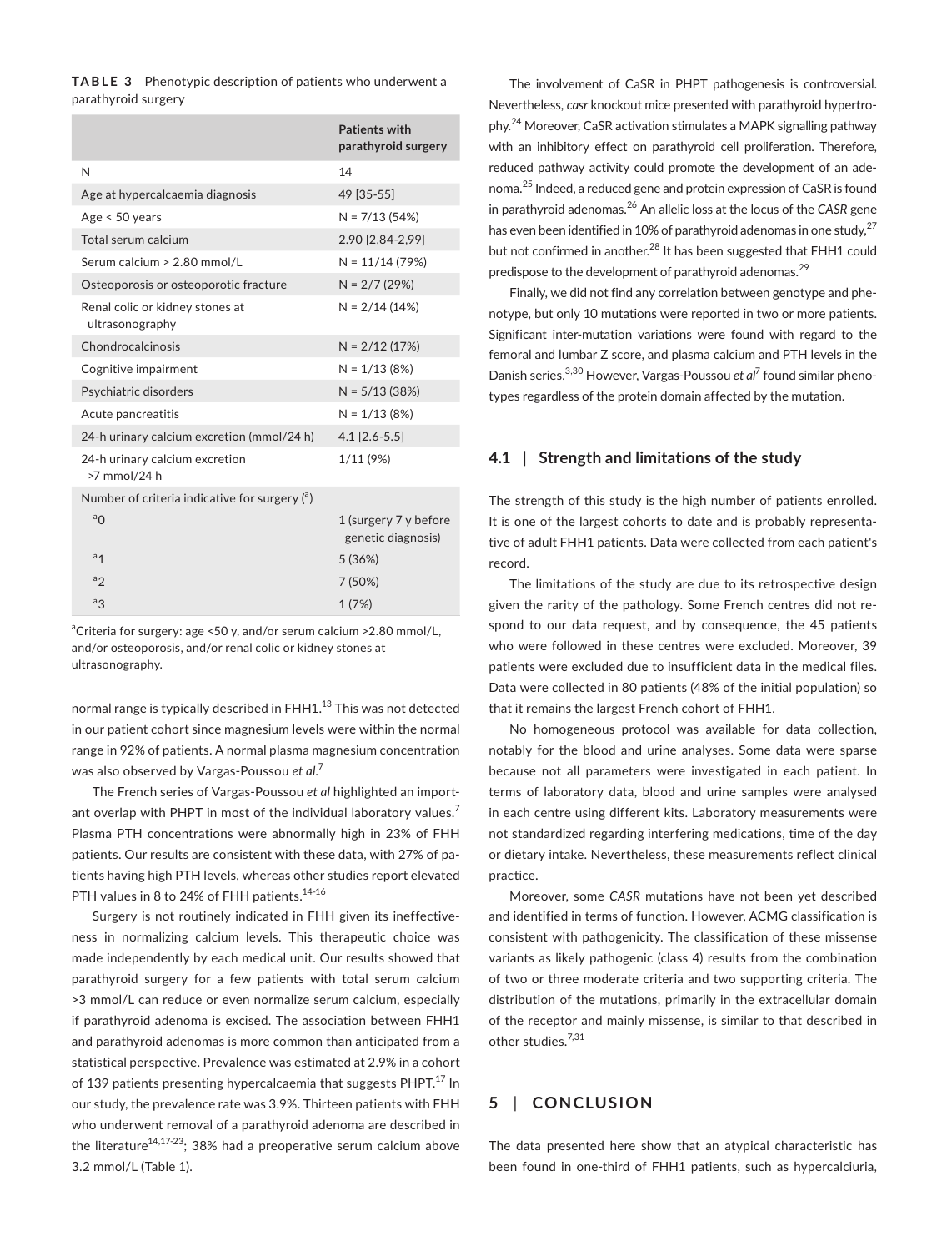**TABLE 3** Phenotypic description of patients who underwent a parathyroid surgery

| | Patients with parathyroid surgery |
|---|---|
| N | 14 |
| Age at hypercalcaemia diagnosis | 49 [35-55] |
| Age < 50 years | N = 7/13 (54%) |
| Total serum calcium | 2.90 [2,84-2,99] |
| Serum calcium > 2.80 mmol/L | N = 11/14 (79%) |
| Osteoporosis or osteoporotic fracture | N = 2/7 (29%) |
| Renal colic or kidney stones at ultrasonography | N = 2/14 (14%) |
| Chondrocalcinosis | N = 2/12 (17%) |
| Cognitive impairment | N = 1/13 (8%) |
| Psychiatric disorders | N = 5/13 (38%) |
| Acute pancreatitis | N = 1/13 (8%) |
| 24-h urinary calcium excretion (mmol/24 h) | 4.1 [2.6-5.5] |
| 24-h urinary calcium excretion >7 mmol/24 h | 1/11 (9%) |
| Number of criteria indicative for surgery ([a]) | |
| [a]0 | 1 (surgery 7 y before genetic diagnosis) |
| [a]1 | 5 (36%) |
| [a]2 | 7 (50%) |
| [a]3 | 1 (7%) |

[a]Criteria for surgery: age <50 y, and/or serum calcium >2.80 mmol/L, and/or osteoporosis, and/or renal colic or kidney stones at ultrasonography.

normal range is typically described in FHH1.[13] This was not detected in our patient cohort since magnesium levels were within the normal range in 92% of patients. A normal plasma magnesium concentration was also observed by Vargas-Poussou *et al*.[7]

The French series of Vargas-Poussou *et al* highlighted an important overlap with PHPT in most of the individual laboratory values.[7] Plasma PTH concentrations were abnormally high in 23% of FHH patients. Our results are consistent with these data, with 27% of patients having high PTH levels, whereas other studies report elevated PTH values in 8 to 24% of FHH patients.[14-16]

Surgery is not routinely indicated in FHH given its ineffectiveness in normalizing calcium levels. This therapeutic choice was made independently by each medical unit. Our results showed that parathyroid surgery for a few patients with total serum calcium >3 mmol/L can reduce or even normalize serum calcium, especially if parathyroid adenoma is excised. The association between FHH1 and parathyroid adenomas is more common than anticipated from a statistical perspective. Prevalence was estimated at 2.9% in a cohort of 139 patients presenting hypercalcaemia that suggests PHPT.[17] In our study, the prevalence rate was 3.9%. Thirteen patients with FHH who underwent removal of a parathyroid adenoma are described in the literature[14,17-23]; 38% had a preoperative serum calcium above 3.2 mmol/L (Table 1).

The involvement of CaSR in PHPT pathogenesis is controversial. Nevertheless, *casr* knockout mice presented with parathyroid hypertrophy.[24] Moreover, CaSR activation stimulates a MAPK signalling pathway with an inhibitory effect on parathyroid cell proliferation. Therefore, reduced pathway activity could promote the development of an adenoma.[25] Indeed, a reduced gene and protein expression of CaSR is found in parathyroid adenomas.[26] An allelic loss at the locus of the *CASR* gene has even been identified in 10% of parathyroid adenomas in one study,[27] but not confirmed in another.[28] It has been suggested that FHH1 could predispose to the development of parathyroid adenomas.[29]

Finally, we did not find any correlation between genotype and phenotype, but only 10 mutations were reported in two or more patients. Significant inter-mutation variations were found with regard to the femoral and lumbar Z score, and plasma calcium and PTH levels in the Danish series.[3,30] However, Vargas-Poussou *et al*[7] found similar phenotypes regardless of the protein domain affected by the mutation.

## 4.1 | Strength and limitations of the study

The strength of this study is the high number of patients enrolled. It is one of the largest cohorts to date and is probably representative of adult FHH1 patients. Data were collected from each patient's record.

The limitations of the study are due to its retrospective design given the rarity of the pathology. Some French centres did not respond to our data request, and by consequence, the 45 patients who were followed in these centres were excluded. Moreover, 39 patients were excluded due to insufficient data in the medical files. Data were collected in 80 patients (48% of the initial population) so that it remains the largest French cohort of FHH1.

No homogeneous protocol was available for data collection, notably for the blood and urine analyses. Some data were sparse because not all parameters were investigated in each patient. In terms of laboratory data, blood and urine samples were analysed in each centre using different kits. Laboratory measurements were not standardized regarding interfering medications, time of the day or dietary intake. Nevertheless, these measurements reflect clinical practice.

Moreover, some *CASR* mutations have not been yet described and identified in terms of function. However, ACMG classification is consistent with pathogenicity. The classification of these missense variants as likely pathogenic (class 4) results from the combination of two or three moderate criteria and two supporting criteria. The distribution of the mutations, primarily in the extracellular domain of the receptor and mainly missense, is similar to that described in other studies.[7,31]

# 5 | CONCLUSION

The data presented here show that an atypical characteristic has been found in one-third of FHH1 patients, such as hypercalciuria,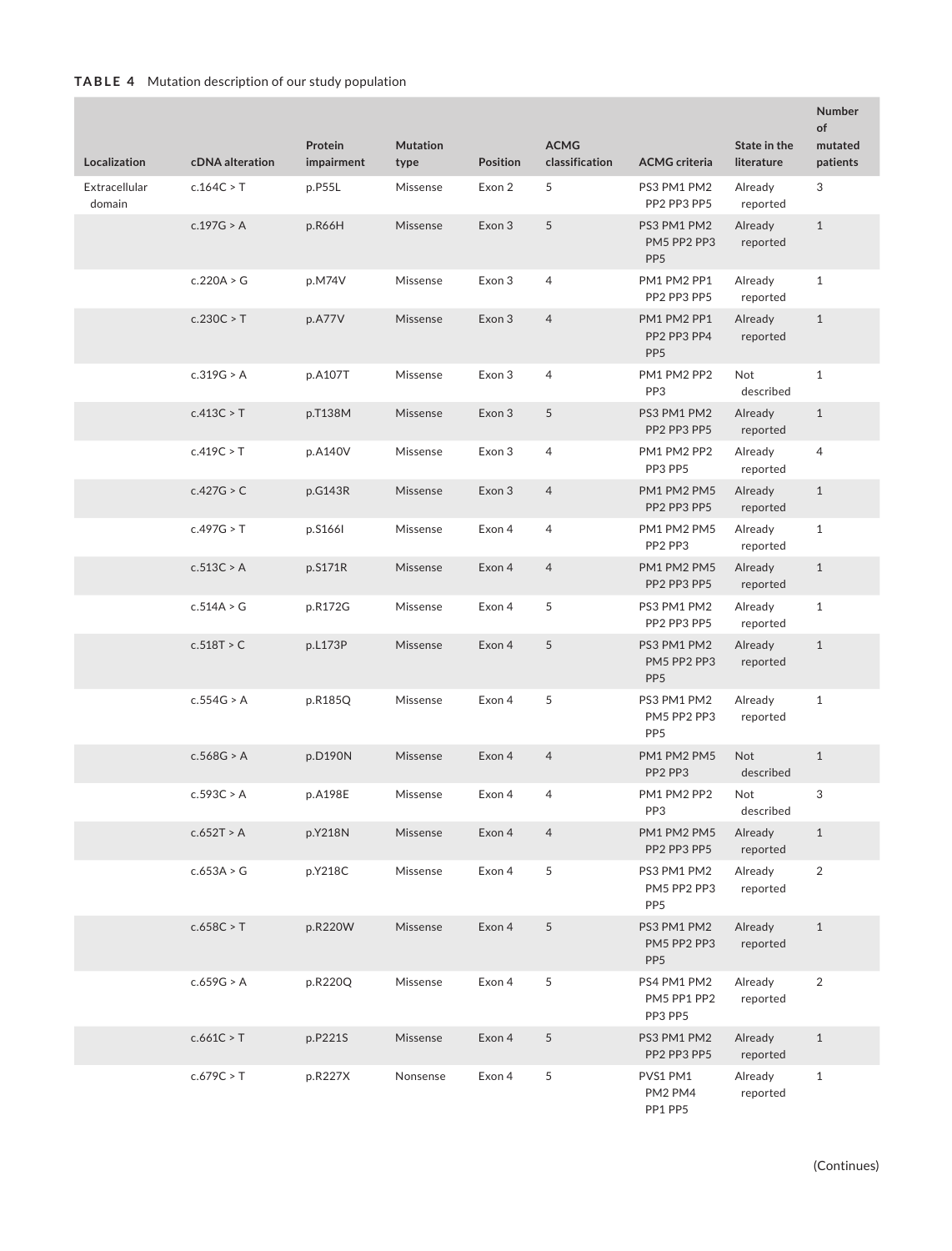**TABLE 4** Mutation description of our study population

| Localization | cDNA alteration | Protein impairment | Mutation type | Position | ACMG classification | ACMG criteria | State in the literature | Number of mutated patients |
|---|---|---|---|---|---|---|---|---|
| Extracellular domain | c.164C > T | p.P55L | Missense | Exon 2 | 5 | PS3 PM1 PM2 PP2 PP3 PP5 | Already reported | 3 |
| | c.197G > A | p.R66H | Missense | Exon 3 | 5 | PS3 PM1 PM2 PM5 PP2 PP3 PP5 | Already reported | 1 |
| | c.220A > G | p.M74V | Missense | Exon 3 | 4 | PM1 PM2 PP1 PP2 PP3 PP5 | Already reported | 1 |
| | c.230C > T | p.A77V | Missense | Exon 3 | 4 | PM1 PM2 PP1 PP2 PP3 PP4 PP5 | Already reported | 1 |
| | c.319G > A | p.A107T | Missense | Exon 3 | 4 | PM1 PM2 PP2 PP3 | Not described | 1 |
| | c.413C > T | p.T138M | Missense | Exon 3 | 5 | PS3 PM1 PM2 PP2 PP3 PP5 | Already reported | 1 |
| | c.419C > T | p.A140V | Missense | Exon 3 | 4 | PM1 PM2 PP2 PP3 PP5 | Already reported | 4 |
| | c.427G > C | p.G143R | Missense | Exon 3 | 4 | PM1 PM2 PM5 PP2 PP3 PP5 | Already reported | 1 |
| | c.497G > T | p.S166I | Missense | Exon 4 | 4 | PM1 PM2 PM5 PP2 PP3 | Already reported | 1 |
| | c.513C > A | p.S171R | Missense | Exon 4 | 4 | PM1 PM2 PM5 PP2 PP3 PP5 | Already reported | 1 |
| | c.514A > G | p.R172G | Missense | Exon 4 | 5 | PS3 PM1 PM2 PP2 PP3 PP5 | Already reported | 1 |
| | c.518T > C | p.L173P | Missense | Exon 4 | 5 | PS3 PM1 PM2 PM5 PP2 PP3 PP5 | Already reported | 1 |
| | c.554G > A | p.R185Q | Missense | Exon 4 | 5 | PS3 PM1 PM2 PM5 PP2 PP3 PP5 | Already reported | 1 |
| | c.568G > A | p.D190N | Missense | Exon 4 | 4 | PM1 PM2 PM5 PP2 PP3 | Not described | 1 |
| | c.593C > A | p.A198E | Missense | Exon 4 | 4 | PM1 PM2 PP2 PP3 | Not described | 3 |
| | c.652T > A | p.Y218N | Missense | Exon 4 | 4 | PM1 PM2 PM5 PP2 PP3 PP5 | Already reported | 1 |
| | c.653A > G | p.Y218C | Missense | Exon 4 | 5 | PS3 PM1 PM2 PM5 PP2 PP3 PP5 | Already reported | 2 |
| | c.658C > T | p.R220W | Missense | Exon 4 | 5 | PS3 PM1 PM2 PM5 PP2 PP3 PP5 | Already reported | 1 |
| | c.659G > A | p.R220Q | Missense | Exon 4 | 5 | PS4 PM1 PM2 PM5 PP1 PP2 PP3 PP5 | Already reported | 2 |
| | c.661C > T | p.P221S | Missense | Exon 4 | 5 | PS3 PM1 PM2 PP2 PP3 PP5 | Already reported | 1 |
| | c.679C > T | p.R227X | Nonsense | Exon 4 | 5 | PVS1 PM1 PM2 PM4 PP1 PP5 | Already reported | 1 |

(Continues)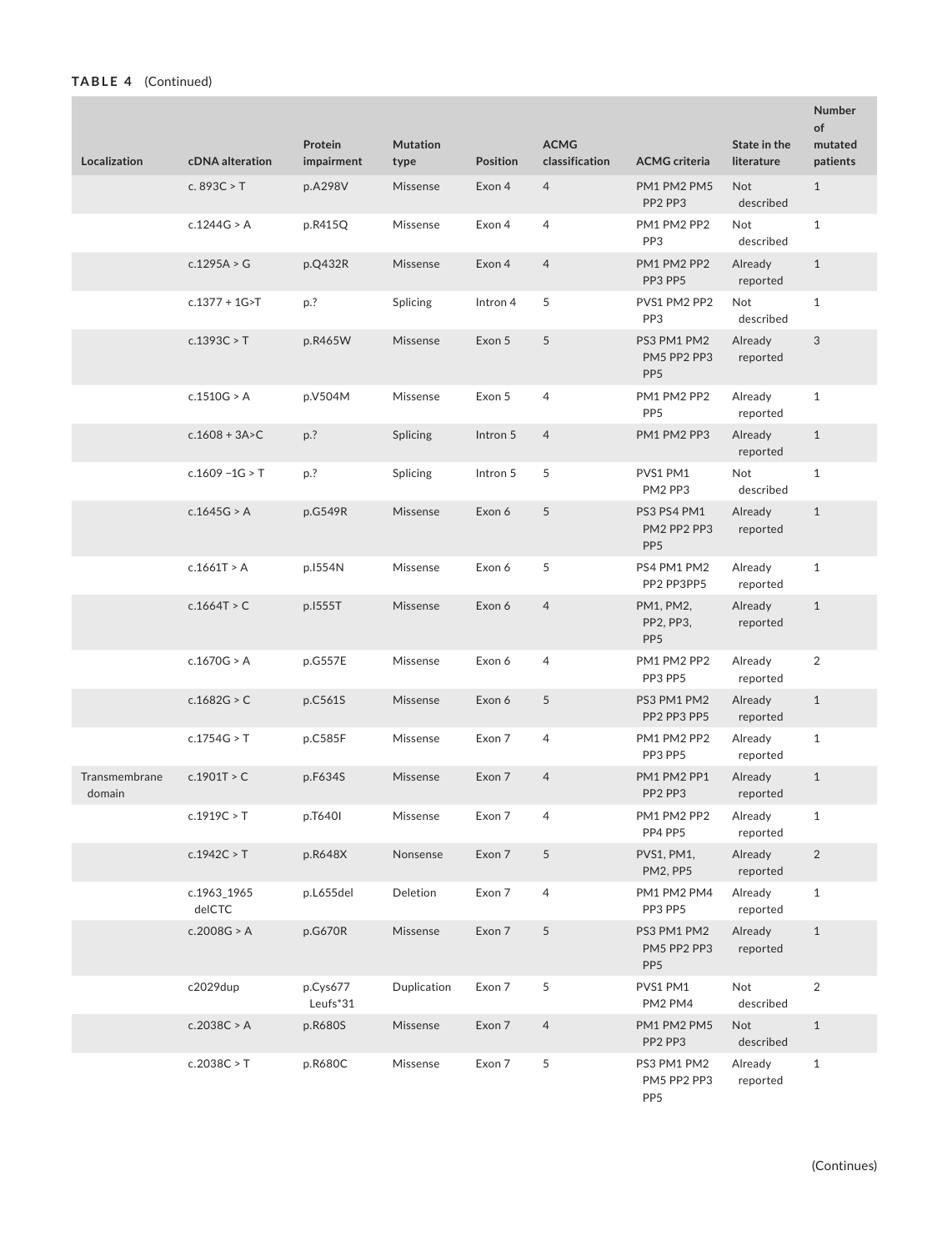**TABLE 4** (Continued)

| Localization | cDNA alteration | Protein impairment | Mutation type | Position | ACMG classification | ACMG criteria | State in the literature | Number of mutated patients |
|---|---|---|---|---|---|---|---|---|
| | c. 893C > T | p.A298V | Missense | Exon 4 | 4 | PM1 PM2 PM5 PP2 PP3 | Not described | 1 |
| | c.1244G > A | p.R415Q | Missense | Exon 4 | 4 | PM1 PM2 PP2 PP3 | Not described | 1 |
| | c.1295A > G | p.Q432R | Missense | Exon 4 | 4 | PM1 PM2 PP2 PP3 PP5 | Already reported | 1 |
| | c.1377 + 1G>T | p.? | Splicing | Intron 4 | 5 | PVS1 PM2 PP2 PP3 | Not described | 1 |
| | c.1393C > T | p.R465W | Missense | Exon 5 | 5 | PS3 PM1 PM2 PM5 PP2 PP3 PP5 | Already reported | 3 |
| | c.1510G > A | p.V504M | Missense | Exon 5 | 4 | PM1 PM2 PP2 PP5 | Already reported | 1 |
| | c.1608 + 3A>C | p.? | Splicing | Intron 5 | 4 | PM1 PM2 PP3 | Already reported | 1 |
| | c.1609 −1G > T | p.? | Splicing | Intron 5 | 5 | PVS1 PM1 PM2 PP3 | Not described | 1 |
| | c.1645G > A | p.G549R | Missense | Exon 6 | 5 | PS3 PS4 PM1 PM2 PP2 PP3 PP5 | Already reported | 1 |
| | c.1661T > A | p.I554N | Missense | Exon 6 | 5 | PS4 PM1 PM2 PP2 PP3PP5 | Already reported | 1 |
| | c.1664T > C | p.I555T | Missense | Exon 6 | 4 | PM1, PM2, PP2, PP3, PP5 | Already reported | 1 |
| | c.1670G > A | p.G557E | Missense | Exon 6 | 4 | PM1 PM2 PP2 PP3 PP5 | Already reported | 2 |
| | c.1682G > C | p.C561S | Missense | Exon 6 | 5 | PS3 PM1 PM2 PP2 PP3 PP5 | Already reported | 1 |
| | c.1754G > T | p.C585F | Missense | Exon 7 | 4 | PM1 PM2 PP2 PP3 PP5 | Already reported | 1 |
| Transmembrane domain | c.1901T > C | p.F634S | Missense | Exon 7 | 4 | PM1 PM2 PP1 PP2 PP3 | Already reported | 1 |
| | c.1919C > T | p.T640I | Missense | Exon 7 | 4 | PM1 PM2 PP2 PP4 PP5 | Already reported | 1 |
| | c.1942C > T | p.R648X | Nonsense | Exon 7 | 5 | PVS1, PM1, PM2, PP5 | Already reported | 2 |
| | c.1963_1965 delCTC | p.L655del | Deletion | Exon 7 | 4 | PM1 PM2 PM4 PP3 PP5 | Already reported | 1 |
| | c.2008G > A | p.G670R | Missense | Exon 7 | 5 | PS3 PM1 PM2 PM5 PP2 PP3 PP5 | Already reported | 1 |
| | c2029dup | p.Cys677 Leufs*31 | Duplication | Exon 7 | 5 | PVS1 PM1 PM2 PM4 | Not described | 2 |
| | c.2038C > A | p.R680S | Missense | Exon 7 | 4 | PM1 PM2 PM5 PP2 PP3 | Not described | 1 |
| | c.2038C > T | p.R680C | Missense | Exon 7 | 5 | PS3 PM1 PM2 PM5 PP2 PP3 PP5 | Already reported | 1 |

(Continues)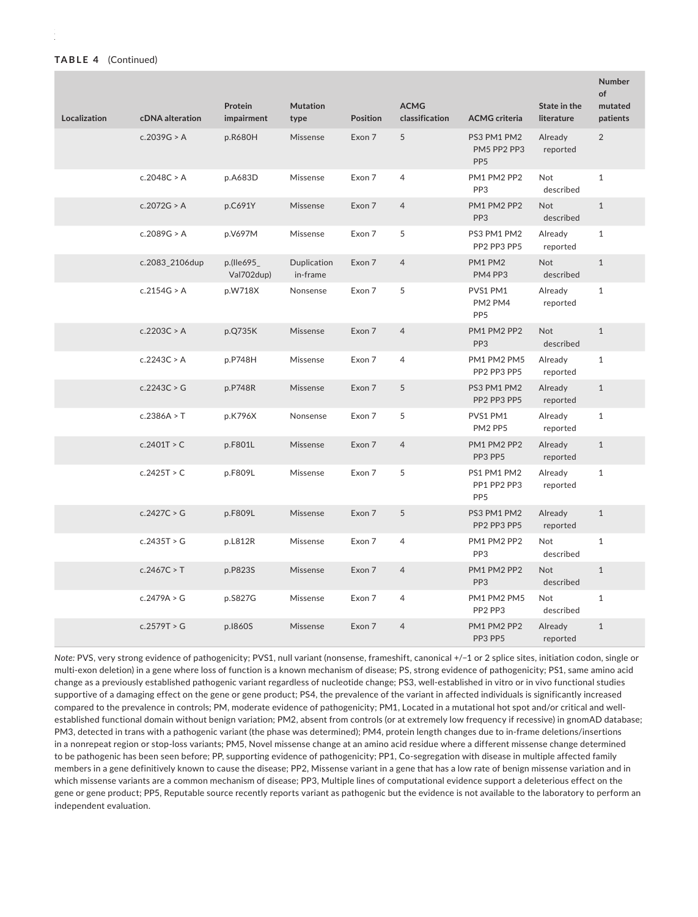**TABLE 4** (Continued)

| Localization | cDNA alteration | Protein impairment | Mutation type | Position | ACMG classification | ACMG criteria | State in the literature | Number of mutated patients |
|---|---|---|---|---|---|---|---|---|
| | c.2039G > A | p.R680H | Missense | Exon 7 | 5 | PS3 PM1 PM2 PM5 PP2 PP3 PP5 | Already reported | 2 |
| | c.2048C > A | p.A683D | Missense | Exon 7 | 4 | PM1 PM2 PP2 PP3 | Not described | 1 |
| | c.2072G > A | p.C691Y | Missense | Exon 7 | 4 | PM1 PM2 PP2 PP3 | Not described | 1 |
| | c.2089G > A | p.V697M | Missense | Exon 7 | 5 | PS3 PM1 PM2 PP2 PP3 PP5 | Already reported | 1 |
| | c.2083_2106dup | p.(Ile695_ Val702dup) | Duplication in-frame | Exon 7 | 4 | PM1 PM2 PM4 PP3 | Not described | 1 |
| | c.2154G > A | p.W718X | Nonsense | Exon 7 | 5 | PVS1 PM1 PM2 PM4 PP5 | Already reported | 1 |
| | c.2203C > A | p.Q735K | Missense | Exon 7 | 4 | PM1 PM2 PP2 PP3 | Not described | 1 |
| | c.2243C > A | p.P748H | Missense | Exon 7 | 4 | PM1 PM2 PM5 PP2 PP3 PP5 | Already reported | 1 |
| | c.2243C > G | p.P748R | Missense | Exon 7 | 5 | PS3 PM1 PM2 PP2 PP3 PP5 | Already reported | 1 |
| | c.2386A > T | p.K796X | Nonsense | Exon 7 | 5 | PVS1 PM1 PM2 PP5 | Already reported | 1 |
| | c.2401T > C | p.F801L | Missense | Exon 7 | 4 | PM1 PM2 PP2 PP3 PP5 | Already reported | 1 |
| | c.2425T > C | p.F809L | Missense | Exon 7 | 5 | PS1 PM1 PM2 PP1 PP2 PP3 PP5 | Already reported | 1 |
| | c.2427C > G | p.F809L | Missense | Exon 7 | 5 | PS3 PM1 PM2 PP2 PP3 PP5 | Already reported | 1 |
| | c.2435T > G | p.L812R | Missense | Exon 7 | 4 | PM1 PM2 PP2 PP3 | Not described | 1 |
| | c.2467C > T | p.P823S | Missense | Exon 7 | 4 | PM1 PM2 PP2 PP3 | Not described | 1 |
| | c.2479A > G | p.S827G | Missense | Exon 7 | 4 | PM1 PM2 PM5 PP2 PP3 | Not described | 1 |
| | c.2579T > G | p.I860S | Missense | Exon 7 | 4 | PM1 PM2 PP2 PP3 PP5 | Already reported | 1 |

*Note:* PVS, very strong evidence of pathogenicity; PVS1, null variant (nonsense, frameshift, canonical +/−1 or 2 splice sites, initiation codon, single or multi-exon deletion) in a gene where loss of function is a known mechanism of disease; PS, strong evidence of pathogenicity; PS1, same amino acid change as a previously established pathogenic variant regardless of nucleotide change; PS3, well-established in vitro or in vivo functional studies supportive of a damaging effect on the gene or gene product; PS4, the prevalence of the variant in affected individuals is significantly increased compared to the prevalence in controls; PM, moderate evidence of pathogenicity; PM1, Located in a mutational hot spot and/or critical and well-established functional domain without benign variation; PM2, absent from controls (or at extremely low frequency if recessive) in gnomAD database; PM3, detected in trans with a pathogenic variant (the phase was determined); PM4, protein length changes due to in-frame deletions/insertions in a nonrepeat region or stop-loss variants; PM5, Novel missense change at an amino acid residue where a different missense change determined to be pathogenic has been seen before; PP, supporting evidence of pathogenicity; PP1, Co-segregation with disease in multiple affected family members in a gene definitively known to cause the disease; PP2, Missense variant in a gene that has a low rate of benign missense variation and in which missense variants are a common mechanism of disease; PP3, Multiple lines of computational evidence support a deleterious effect on the gene or gene product; PP5, Reputable source recently reports variant as pathogenic but the evidence is not available to the laboratory to perform an independent evaluation.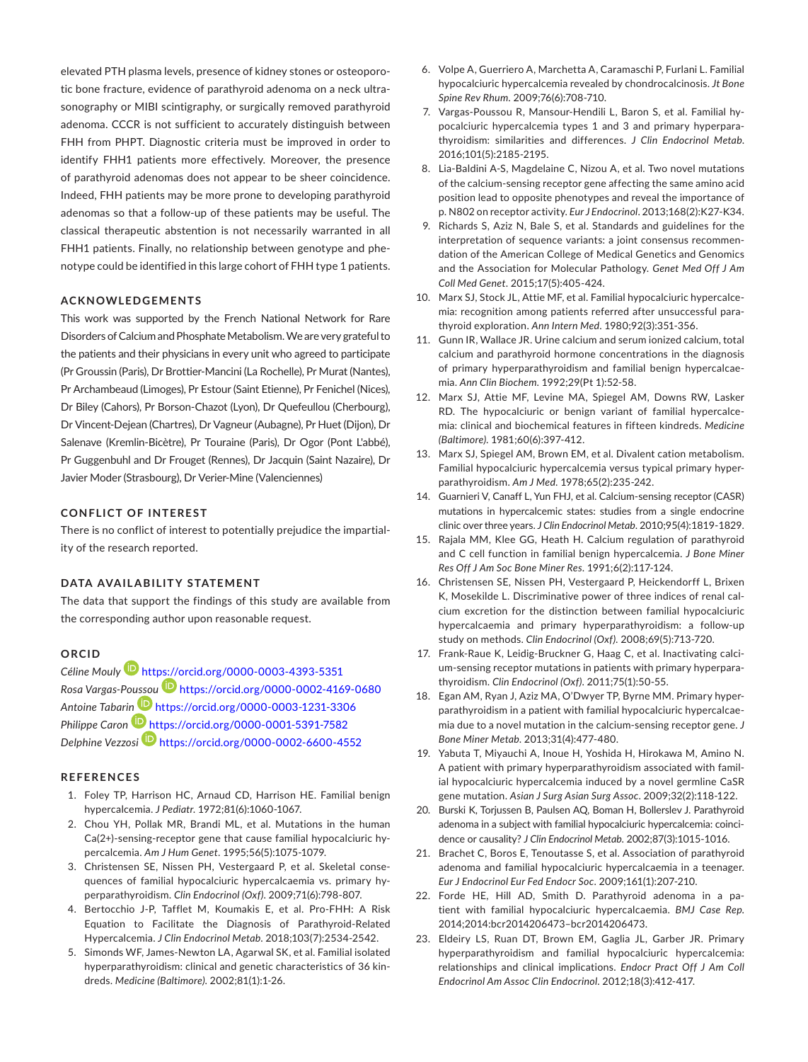elevated PTH plasma levels, presence of kidney stones or osteoporotic bone fracture, evidence of parathyroid adenoma on a neck ultrasonography or MIBI scintigraphy, or surgically removed parathyroid adenoma. CCCR is not sufficient to accurately distinguish between FHH from PHPT. Diagnostic criteria must be improved in order to identify FHH1 patients more effectively. Moreover, the presence of parathyroid adenomas does not appear to be sheer coincidence. Indeed, FHH patients may be more prone to developing parathyroid adenomas so that a follow-up of these patients may be useful. The classical therapeutic abstention is not necessarily warranted in all FHH1 patients. Finally, no relationship between genotype and phenotype could be identified in this large cohort of FHH type 1 patients.

## ACKNOWLEDGEMENTS

This work was supported by the French National Network for Rare Disorders of Calcium and Phosphate Metabolism. We are very grateful to the patients and their physicians in every unit who agreed to participate (Pr Groussin (Paris), Dr Brottier-Mancini (La Rochelle), Pr Murat (Nantes), Pr Archambeaud (Limoges), Pr Estour (Saint Etienne), Pr Fenichel (Nices), Dr Biley (Cahors), Pr Borson-Chazot (Lyon), Dr Quefeullou (Cherbourg), Dr Vincent-Dejean (Chartres), Dr Vagneur (Aubagne), Pr Huet (Dijon), Dr Salenave (Kremlin-Bicètre), Pr Touraine (Paris), Dr Ogor (Pont L'abbé), Pr Guggenbuhl and Dr Frouget (Rennes), Dr Jacquin (Saint Nazaire), Dr Javier Moder (Strasbourg), Dr Verier-Mine (Valenciennes)

## CONFLICT OF INTEREST

There is no conflict of interest to potentially prejudice the impartiality of the research reported.

## DATA AVAILABILITY STATEMENT

The data that support the findings of this study are available from the corresponding author upon reasonable request.

## ORCID

*Céline Mouly* https://orcid.org/0000-0003-4393-5351
*Rosa Vargas-Poussou* https://orcid.org/0000-0002-4169-0680
*Antoine Tabarin* https://orcid.org/0000-0003-1231-3306
*Philippe Caron* https://orcid.org/0000-0001-5391-7582
*Delphine Vezzosi* https://orcid.org/0000-0002-6600-4552

## REFERENCES

1. Foley TP, Harrison HC, Arnaud CD, Harrison HE. Familial benign hypercalcemia. *J Pediatr*. 1972;81(6):1060-1067.
2. Chou YH, Pollak MR, Brandi ML, et al. Mutations in the human Ca(2+)-sensing-receptor gene that cause familial hypocalciuric hypercalcemia. *Am J Hum Genet*. 1995;56(5):1075-1079.
3. Christensen SE, Nissen PH, Vestergaard P, et al. Skeletal consequences of familial hypocalciuric hypercalcaemia vs. primary hyperparathyroidism. *Clin Endocrinol (Oxf)*. 2009;71(6):798-807.
4. Bertocchio J-P, Tafflet M, Koumakis E, et al. Pro-FHH: A Risk Equation to Facilitate the Diagnosis of Parathyroid-Related Hypercalcemia. *J Clin Endocrinol Metab*. 2018;103(7):2534-2542.
5. Simonds WF, James-Newton LA, Agarwal SK, et al. Familial isolated hyperparathyroidism: clinical and genetic characteristics of 36 kindreds. *Medicine (Baltimore)*. 2002;81(1):1-26.
6. Volpe A, Guerriero A, Marchetta A, Caramaschi P, Furlani L. Familial hypocalciuric hypercalcemia revealed by chondrocalcinosis. *Jt Bone Spine Rev Rhum*. 2009;76(6):708-710.
7. Vargas-Poussou R, Mansour-Hendili L, Baron S, et al. Familial hypocalciuric hypercalcemia types 1 and 3 and primary hyperparathyroidism: similarities and differences. *J Clin Endocrinol Metab*. 2016;101(5):2185-2195.
8. Lia-Baldini A-S, Magdelaine C, Nizou A, et al. Two novel mutations of the calcium-sensing receptor gene affecting the same amino acid position lead to opposite phenotypes and reveal the importance of p. N802 on receptor activity. *Eur J Endocrinol*. 2013;168(2):K27-K34.
9. Richards S, Aziz N, Bale S, et al. Standards and guidelines for the interpretation of sequence variants: a joint consensus recommendation of the American College of Medical Genetics and Genomics and the Association for Molecular Pathology. *Genet Med Off J Am Coll Med Genet*. 2015;17(5):405-424.
10. Marx SJ, Stock JL, Attie MF, et al. Familial hypocalciuric hypercalcemia: recognition among patients referred after unsuccessful parathyroid exploration. *Ann Intern Med*. 1980;92(3):351-356.
11. Gunn IR, Wallace JR. Urine calcium and serum ionized calcium, total calcium and parathyroid hormone concentrations in the diagnosis of primary hyperparathyroidism and familial benign hypercalcaemia. *Ann Clin Biochem*. 1992;29(Pt 1):52-58.
12. Marx SJ, Attie MF, Levine MA, Spiegel AM, Downs RW, Lasker RD. The hypocalciuric or benign variant of familial hypercalcemia: clinical and biochemical features in fifteen kindreds. *Medicine (Baltimore)*. 1981;60(6):397-412.
13. Marx SJ, Spiegel AM, Brown EM, et al. Divalent cation metabolism. Familial hypocalciuric hypercalcemia versus typical primary hyperparathyroidism. *Am J Med*. 1978;65(2):235-242.
14. Guarnieri V, Canaff L, Yun FHJ, et al. Calcium-sensing receptor (CASR) mutations in hypercalcemic states: studies from a single endocrine clinic over three years. *J Clin Endocrinol Metab*. 2010;95(4):1819-1829.
15. Rajala MM, Klee GG, Heath H. Calcium regulation of parathyroid and C cell function in familial benign hypercalcemia. *J Bone Miner Res Off J Am Soc Bone Miner Res*. 1991;6(2):117-124.
16. Christensen SE, Nissen PH, Vestergaard P, Heickendorff L, Brixen K, Mosekilde L. Discriminative power of three indices of renal calcium excretion for the distinction between familial hypocalciuric hypercalcaemia and primary hyperparathyroidism: a follow-up study on methods. *Clin Endocrinol (Oxf)*. 2008;69(5):713-720.
17. Frank-Raue K, Leidig-Bruckner G, Haag C, et al. Inactivating calcium-sensing receptor mutations in patients with primary hyperparathyroidism. *Clin Endocrinol (Oxf)*. 2011;75(1):50-55.
18. Egan AM, Ryan J, Aziz MA, O'Dwyer TP, Byrne MM. Primary hyperparathyroidism in a patient with familial hypocalciuric hypercalcaemia due to a novel mutation in the calcium-sensing receptor gene. *J Bone Miner Metab*. 2013;31(4):477-480.
19. Yabuta T, Miyauchi A, Inoue H, Yoshida H, Hirokawa M, Amino N. A patient with primary hyperparathyroidism associated with familial hypocalciuric hypercalcemia induced by a novel germline CaSR gene mutation. *Asian J Surg Asian Surg Assoc*. 2009;32(2):118-122.
20. Burski K, Torjussen B, Paulsen AQ, Boman H, Bollerslev J. Parathyroid adenoma in a subject with familial hypocalciuric hypercalcemia: coincidence or causality? *J Clin Endocrinol Metab*. 2002;87(3):1015-1016.
21. Brachet C, Boros E, Tenoutasse S, et al. Association of parathyroid adenoma and familial hypocalciuric hypercalcaemia in a teenager. *Eur J Endocrinol Eur Fed Endocr Soc*. 2009;161(1):207-210.
22. Forde HE, Hill AD, Smith D. Parathyroid adenoma in a patient with familial hypocalciuric hypercalcaemia. *BMJ Case Rep*. 2014;2014:bcr2014206473–bcr2014206473.
23. Eldeiry LS, Ruan DT, Brown EM, Gaglia JL, Garber JR. Primary hyperparathyroidism and familial hypocalciuric hypercalcemia: relationships and clinical implications. *Endocr Pract Off J Am Coll Endocrinol Am Assoc Clin Endocrinol*. 2012;18(3):412-417.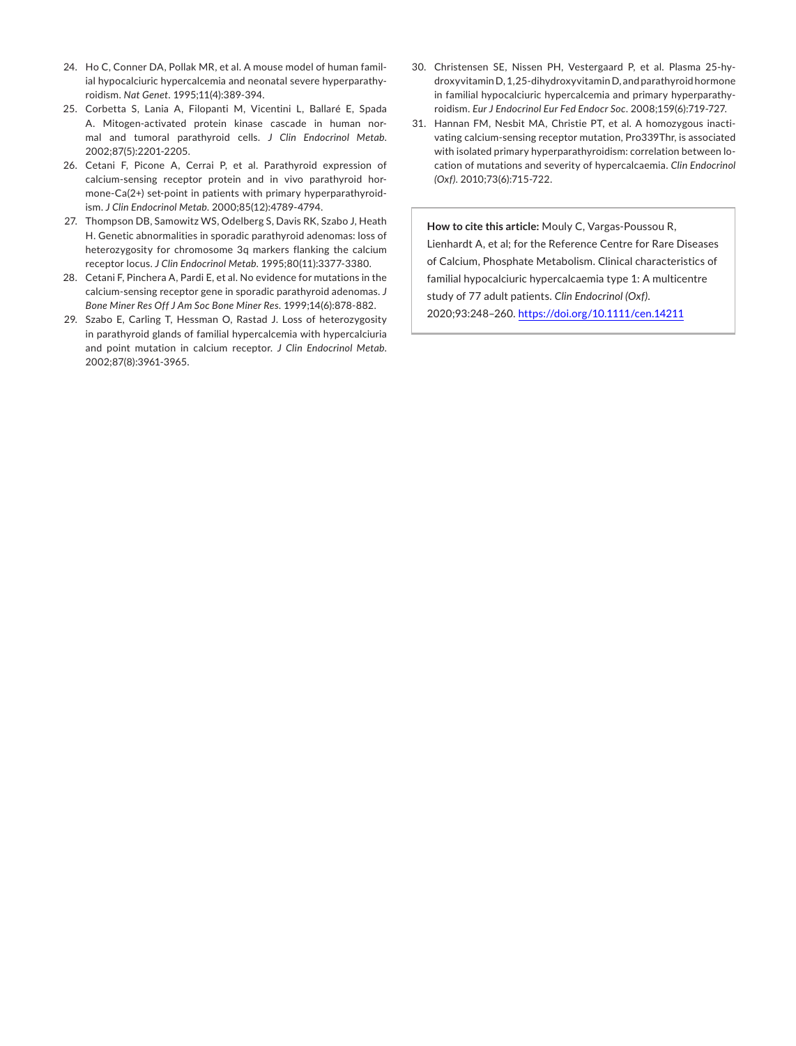24. Ho C, Conner DA, Pollak MR, et al. A mouse model of human familial hypocalciuric hypercalcemia and neonatal severe hyperparathyroidism. *Nat Genet*. 1995;11(4):389-394.
25. Corbetta S, Lania A, Filopanti M, Vicentini L, Ballaré E, Spada A. Mitogen-activated protein kinase cascade in human normal and tumoral parathyroid cells. *J Clin Endocrinol Metab*. 2002;87(5):2201-2205.
26. Cetani F, Picone A, Cerrai P, et al. Parathyroid expression of calcium-sensing receptor protein and in vivo parathyroid hormone-Ca(2+) set-point in patients with primary hyperparathyroidism. *J Clin Endocrinol Metab*. 2000;85(12):4789-4794.
27. Thompson DB, Samowitz WS, Odelberg S, Davis RK, Szabo J, Heath H. Genetic abnormalities in sporadic parathyroid adenomas: loss of heterozygosity for chromosome 3q markers flanking the calcium receptor locus. *J Clin Endocrinol Metab*. 1995;80(11):3377-3380.
28. Cetani F, Pinchera A, Pardi E, et al. No evidence for mutations in the calcium-sensing receptor gene in sporadic parathyroid adenomas. *J Bone Miner Res Off J Am Soc Bone Miner Res*. 1999;14(6):878-882.
29. Szabo E, Carling T, Hessman O, Rastad J. Loss of heterozygosity in parathyroid glands of familial hypercalcemia with hypercalciuria and point mutation in calcium receptor. *J Clin Endocrinol Metab*. 2002;87(8):3961-3965.
30. Christensen SE, Nissen PH, Vestergaard P, et al. Plasma 25-hydroxyvitamin D, 1,25-dihydroxyvitamin D, and parathyroid hormone in familial hypocalciuric hypercalcemia and primary hyperparathyroidism. *Eur J Endocrinol Eur Fed Endocr Soc*. 2008;159(6):719-727.
31. Hannan FM, Nesbit MA, Christie PT, et al. A homozygous inactivating calcium-sensing receptor mutation, Pro339Thr, is associated with isolated primary hyperparathyroidism: correlation between location of mutations and severity of hypercalcaemia. *Clin Endocrinol (Oxf)*. 2010;73(6):715-722.

**How to cite this article:** Mouly C, Vargas-Poussou R, Lienhardt A, et al; for the Reference Centre for Rare Diseases of Calcium, Phosphate Metabolism. Clinical characteristics of familial hypocalciuric hypercalcaemia type 1: A multicentre study of 77 adult patients. *Clin Endocrinol (Oxf)*. 2020;93:248–260. https://doi.org/10.1111/cen.14211